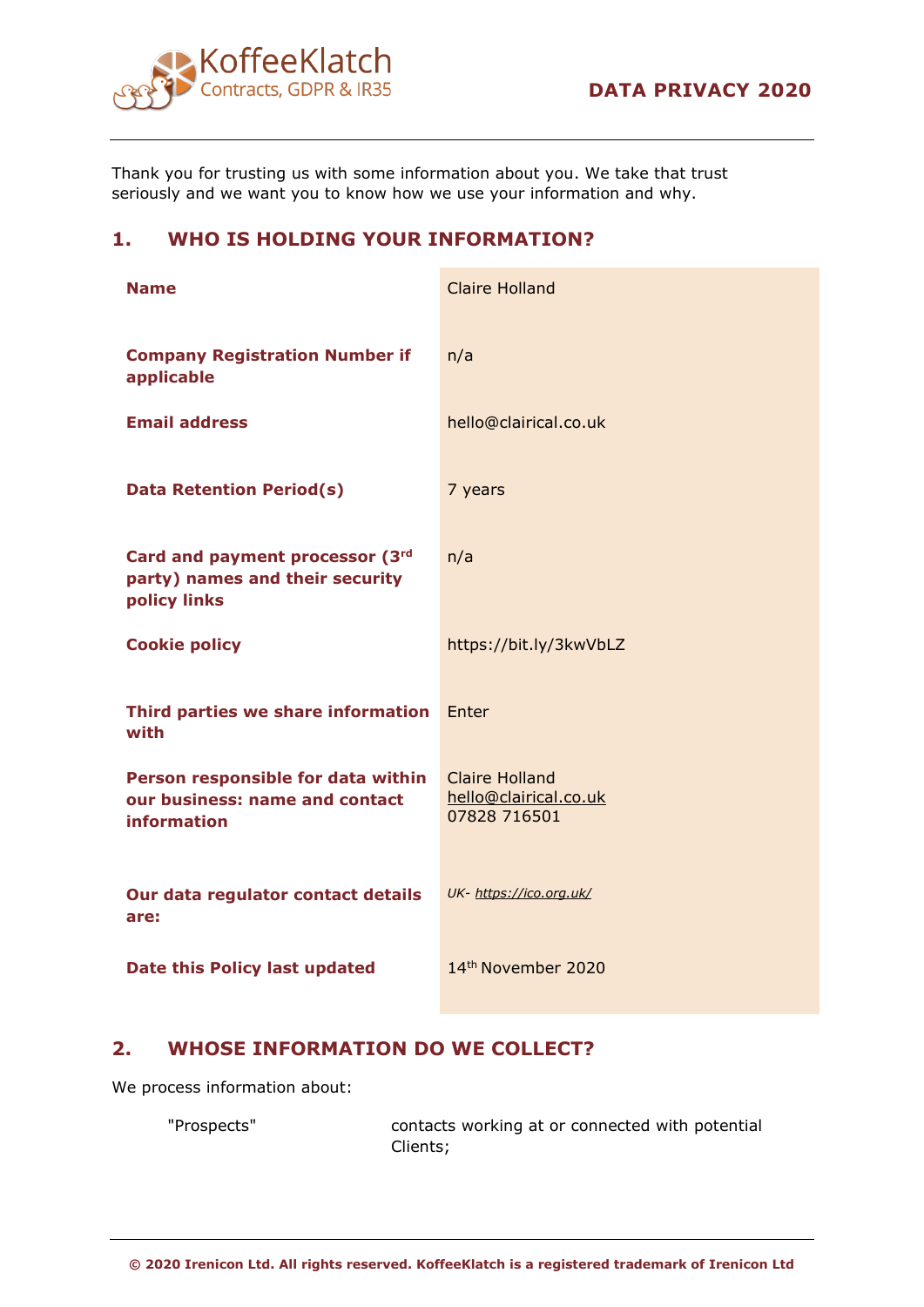KoffeeKlatch
Contracts, GDPR & IR35

# DATA PRIVACY 2020

Thank you for trusting us with some information about you. We take that trust seriously and we want you to know how we use your information and why.

## 1. WHO IS HOLDING YOUR INFORMATION?

| | |
|---|---|
| **Name** | Claire Holland |
| **Company Registration Number if applicable** | n/a |
| **Email address** | hello@clairical.co.uk |
| **Data Retention Period(s)** | 7 years |
| **Card and payment processor (3rd party) names and their security policy links** | n/a |
| **Cookie policy** | https://bit.ly/3kwVbLZ |
| **Third parties we share information with** | Enter |
| **Person responsible for data within our business: name and contact information** | Claire Holland<br>hello@clairical.co.uk<br>07828 716501 |
| **Our data regulator contact details are:** | *UK- https://ico.org.uk/* |
| **Date this Policy last updated** | 14th November 2020 |

## 2. WHOSE INFORMATION DO WE COLLECT?

We process information about:

| | |
|---|---|
| "Prospects" | contacts working at or connected with potential Clients; |

**© 2020 Irenicon Ltd. All rights reserved. KoffeeKlatch is a registered trademark of Irenicon Ltd**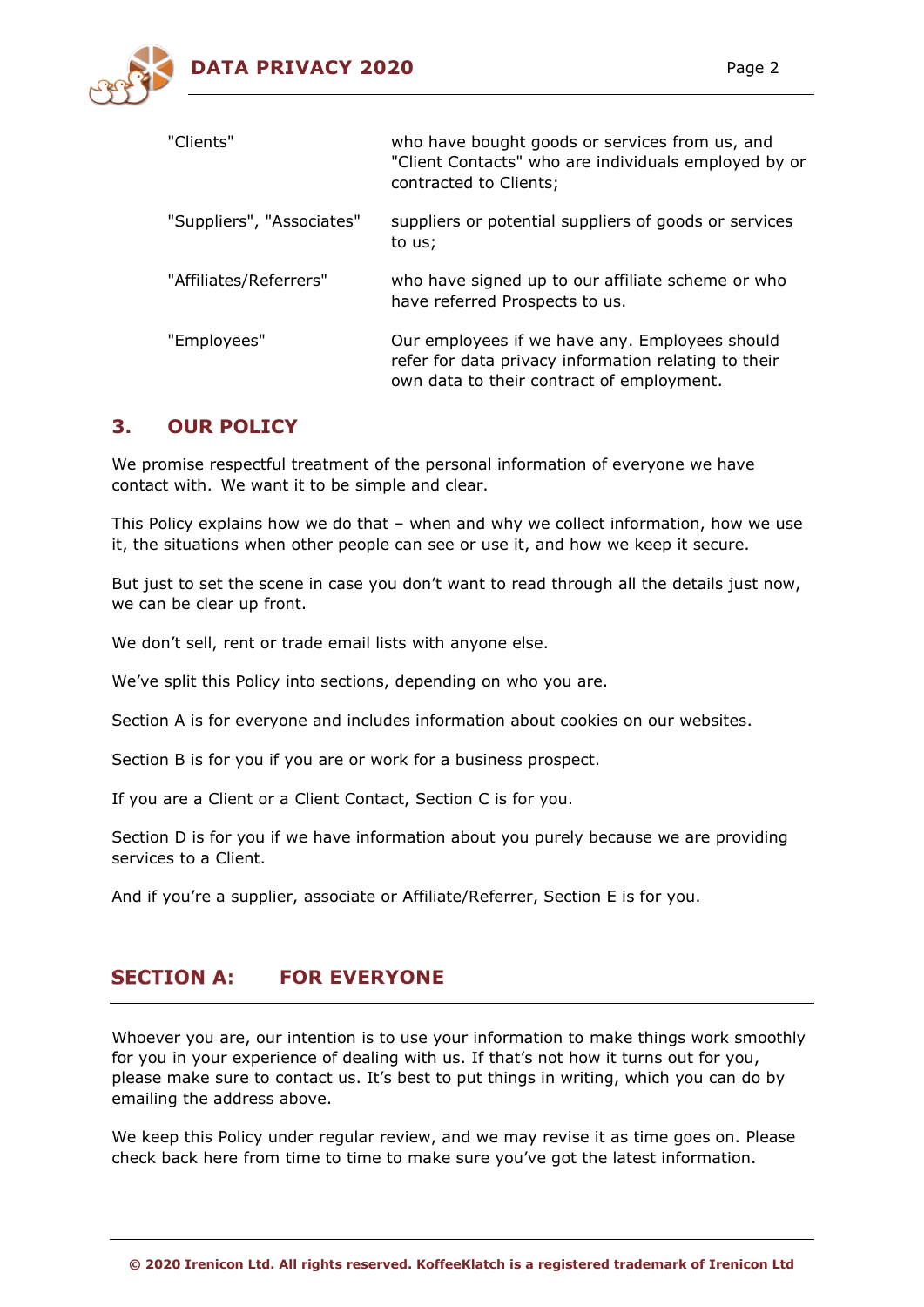| | |
|---|---|
| "Clients" | who have bought goods or services from us, and "Client Contacts" who are individuals employed by or contracted to Clients; |
| "Suppliers", "Associates" | suppliers or potential suppliers of goods or services to us; |
| "Affiliates/Referrers" | who have signed up to our affiliate scheme or who have referred Prospects to us. |
| "Employees" | Our employees if we have any. Employees should refer for data privacy information relating to their own data to their contract of employment. |

## 3. OUR POLICY

We promise respectful treatment of the personal information of everyone we have contact with. We want it to be simple and clear.

This Policy explains how we do that – when and why we collect information, how we use it, the situations when other people can see or use it, and how we keep it secure.

But just to set the scene in case you don't want to read through all the details just now, we can be clear up front.

We don't sell, rent or trade email lists with anyone else.

We've split this Policy into sections, depending on who you are.

Section A is for everyone and includes information about cookies on our websites.

Section B is for you if you are or work for a business prospect.

If you are a Client or a Client Contact, Section C is for you.

Section D is for you if we have information about you purely because we are providing services to a Client.

And if you're a supplier, associate or Affiliate/Referrer, Section E is for you.

## SECTION A: FOR EVERYONE

Whoever you are, our intention is to use your information to make things work smoothly for you in your experience of dealing with us. If that's not how it turns out for you, please make sure to contact us. It's best to put things in writing, which you can do by emailing the address above.

We keep this Policy under regular review, and we may revise it as time goes on. Please check back here from time to time to make sure you've got the latest information.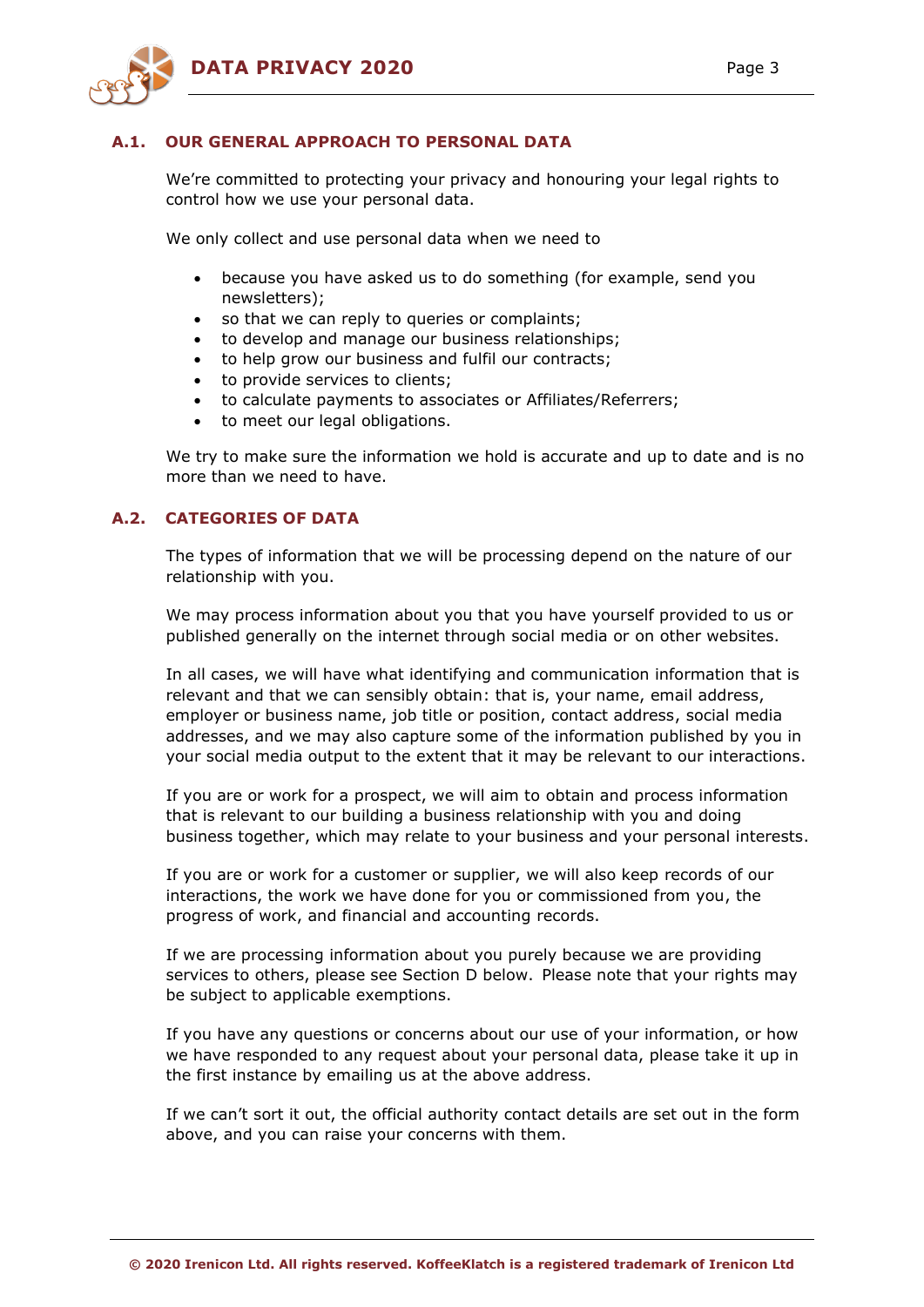## A.1. OUR GENERAL APPROACH TO PERSONAL DATA

We're committed to protecting your privacy and honouring your legal rights to control how we use your personal data.

We only collect and use personal data when we need to

- because you have asked us to do something (for example, send you newsletters);
- so that we can reply to queries or complaints;
- to develop and manage our business relationships;
- to help grow our business and fulfil our contracts;
- to provide services to clients;
- to calculate payments to associates or Affiliates/Referrers;
- to meet our legal obligations.

We try to make sure the information we hold is accurate and up to date and is no more than we need to have.

## A.2. CATEGORIES OF DATA

The types of information that we will be processing depend on the nature of our relationship with you.

We may process information about you that you have yourself provided to us or published generally on the internet through social media or on other websites.

In all cases, we will have what identifying and communication information that is relevant and that we can sensibly obtain: that is, your name, email address, employer or business name, job title or position, contact address, social media addresses, and we may also capture some of the information published by you in your social media output to the extent that it may be relevant to our interactions.

If you are or work for a prospect, we will aim to obtain and process information that is relevant to our building a business relationship with you and doing business together, which may relate to your business and your personal interests.

If you are or work for a customer or supplier, we will also keep records of our interactions, the work we have done for you or commissioned from you, the progress of work, and financial and accounting records.

If we are processing information about you purely because we are providing services to others, please see Section D below. Please note that your rights may be subject to applicable exemptions.

If you have any questions or concerns about our use of your information, or how we have responded to any request about your personal data, please take it up in the first instance by emailing us at the above address.

If we can't sort it out, the official authority contact details are set out in the form above, and you can raise your concerns with them.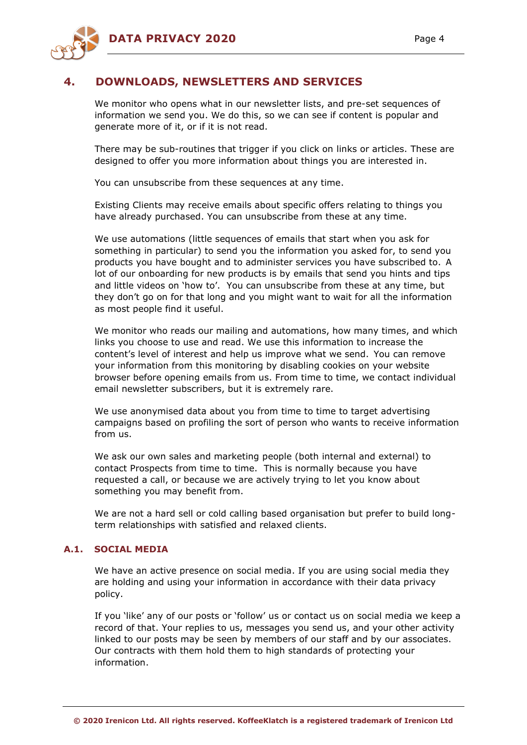## 4. DOWNLOADS, NEWSLETTERS AND SERVICES

We monitor who opens what in our newsletter lists, and pre-set sequences of information we send you. We do this, so we can see if content is popular and generate more of it, or if it is not read.

There may be sub-routines that trigger if you click on links or articles. These are designed to offer you more information about things you are interested in.

You can unsubscribe from these sequences at any time.

Existing Clients may receive emails about specific offers relating to things you have already purchased. You can unsubscribe from these at any time.

We use automations (little sequences of emails that start when you ask for something in particular) to send you the information you asked for, to send you products you have bought and to administer services you have subscribed to. A lot of our onboarding for new products is by emails that send you hints and tips and little videos on 'how to'. You can unsubscribe from these at any time, but they don't go on for that long and you might want to wait for all the information as most people find it useful.

We monitor who reads our mailing and automations, how many times, and which links you choose to use and read. We use this information to increase the content's level of interest and help us improve what we send. You can remove your information from this monitoring by disabling cookies on your website browser before opening emails from us. From time to time, we contact individual email newsletter subscribers, but it is extremely rare.

We use anonymised data about you from time to time to target advertising campaigns based on profiling the sort of person who wants to receive information from us.

We ask our own sales and marketing people (both internal and external) to contact Prospects from time to time. This is normally because you have requested a call, or because we are actively trying to let you know about something you may benefit from.

We are not a hard sell or cold calling based organisation but prefer to build long-term relationships with satisfied and relaxed clients.

### A.1. SOCIAL MEDIA

We have an active presence on social media. If you are using social media they are holding and using your information in accordance with their data privacy policy.

If you 'like' any of our posts or 'follow' us or contact us on social media we keep a record of that. Your replies to us, messages you send us, and your other activity linked to our posts may be seen by members of our staff and by our associates. Our contracts with them hold them to high standards of protecting your information.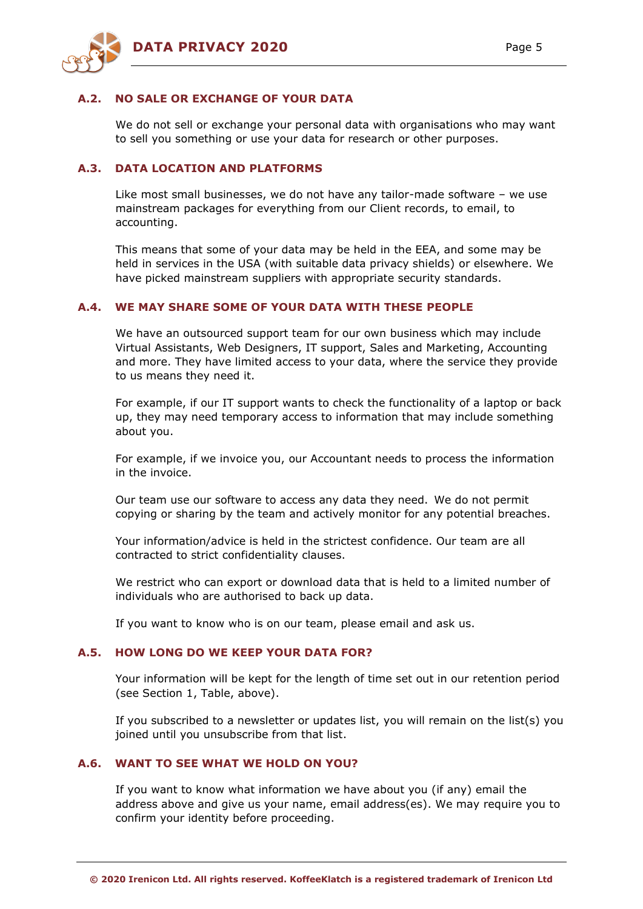## A.2. NO SALE OR EXCHANGE OF YOUR DATA

We do not sell or exchange your personal data with organisations who may want to sell you something or use your data for research or other purposes.

## A.3. DATA LOCATION AND PLATFORMS

Like most small businesses, we do not have any tailor-made software – we use mainstream packages for everything from our Client records, to email, to accounting.

This means that some of your data may be held in the EEA, and some may be held in services in the USA (with suitable data privacy shields) or elsewhere. We have picked mainstream suppliers with appropriate security standards.

## A.4. WE MAY SHARE SOME OF YOUR DATA WITH THESE PEOPLE

We have an outsourced support team for our own business which may include Virtual Assistants, Web Designers, IT support, Sales and Marketing, Accounting and more. They have limited access to your data, where the service they provide to us means they need it.

For example, if our IT support wants to check the functionality of a laptop or back up, they may need temporary access to information that may include something about you.

For example, if we invoice you, our Accountant needs to process the information in the invoice.

Our team use our software to access any data they need. We do not permit copying or sharing by the team and actively monitor for any potential breaches.

Your information/advice is held in the strictest confidence. Our team are all contracted to strict confidentiality clauses.

We restrict who can export or download data that is held to a limited number of individuals who are authorised to back up data.

If you want to know who is on our team, please email and ask us.

## A.5. HOW LONG DO WE KEEP YOUR DATA FOR?

Your information will be kept for the length of time set out in our retention period (see Section 1, Table, above).

If you subscribed to a newsletter or updates list, you will remain on the list(s) you joined until you unsubscribe from that list.

## A.6. WANT TO SEE WHAT WE HOLD ON YOU?

If you want to know what information we have about you (if any) email the address above and give us your name, email address(es). We may require you to confirm your identity before proceeding.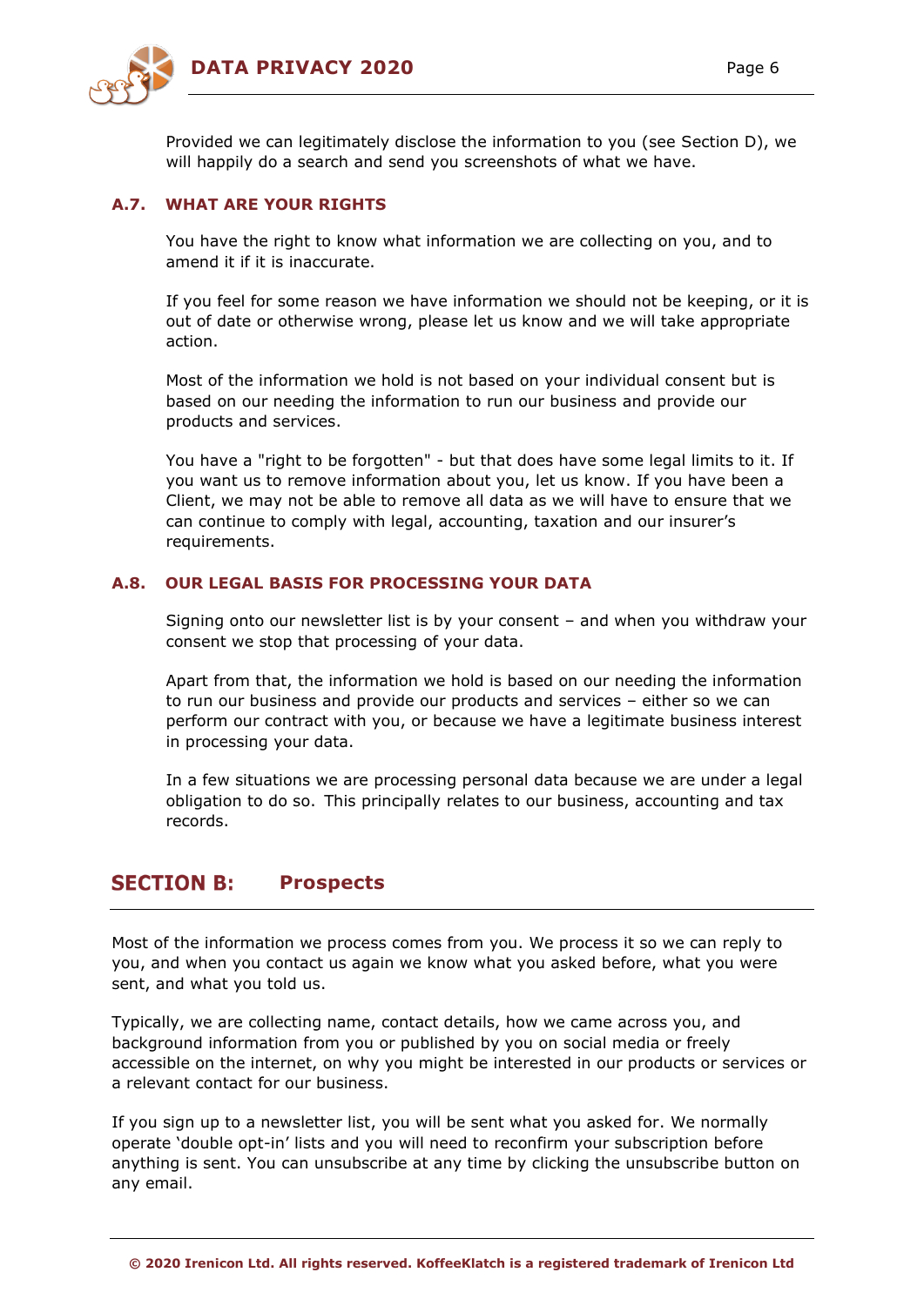Provided we can legitimately disclose the information to you (see Section D), we will happily do a search and send you screenshots of what we have.

### A.7. WHAT ARE YOUR RIGHTS

You have the right to know what information we are collecting on you, and to amend it if it is inaccurate.

If you feel for some reason we have information we should not be keeping, or it is out of date or otherwise wrong, please let us know and we will take appropriate action.

Most of the information we hold is not based on your individual consent but is based on our needing the information to run our business and provide our products and services.

You have a "right to be forgotten" - but that does have some legal limits to it. If you want us to remove information about you, let us know. If you have been a Client, we may not be able to remove all data as we will have to ensure that we can continue to comply with legal, accounting, taxation and our insurer's requirements.

### A.8. OUR LEGAL BASIS FOR PROCESSING YOUR DATA

Signing onto our newsletter list is by your consent – and when you withdraw your consent we stop that processing of your data.

Apart from that, the information we hold is based on our needing the information to run our business and provide our products and services – either so we can perform our contract with you, or because we have a legitimate business interest in processing your data.

In a few situations we are processing personal data because we are under a legal obligation to do so. This principally relates to our business, accounting and tax records.

## SECTION B: Prospects

Most of the information we process comes from you. We process it so we can reply to you, and when you contact us again we know what you asked before, what you were sent, and what you told us.

Typically, we are collecting name, contact details, how we came across you, and background information from you or published by you on social media or freely accessible on the internet, on why you might be interested in our products or services or a relevant contact for our business.

If you sign up to a newsletter list, you will be sent what you asked for. We normally operate 'double opt-in' lists and you will need to reconfirm your subscription before anything is sent. You can unsubscribe at any time by clicking the unsubscribe button on any email.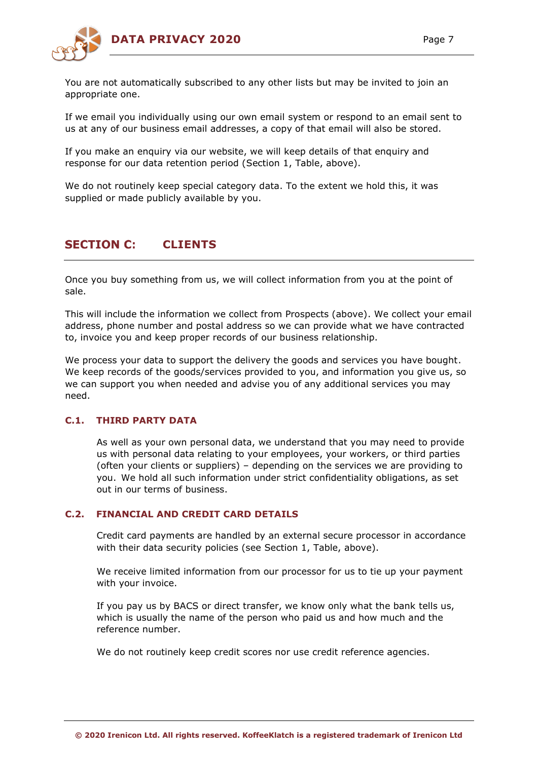You are not automatically subscribed to any other lists but may be invited to join an appropriate one.

If we email you individually using our own email system or respond to an email sent to us at any of our business email addresses, a copy of that email will also be stored.

If you make an enquiry via our website, we will keep details of that enquiry and response for our data retention period (Section 1, Table, above).

We do not routinely keep special category data. To the extent we hold this, it was supplied or made publicly available by you.

## SECTION C: CLIENTS

Once you buy something from us, we will collect information from you at the point of sale.

This will include the information we collect from Prospects (above). We collect your email address, phone number and postal address so we can provide what we have contracted to, invoice you and keep proper records of our business relationship.

We process your data to support the delivery the goods and services you have bought. We keep records of the goods/services provided to you, and information you give us, so we can support you when needed and advise you of any additional services you may need.

### C.1. THIRD PARTY DATA

As well as your own personal data, we understand that you may need to provide us with personal data relating to your employees, your workers, or third parties (often your clients or suppliers) – depending on the services we are providing to you. We hold all such information under strict confidentiality obligations, as set out in our terms of business.

### C.2. FINANCIAL AND CREDIT CARD DETAILS

Credit card payments are handled by an external secure processor in accordance with their data security policies (see Section 1, Table, above).

We receive limited information from our processor for us to tie up your payment with your invoice.

If you pay us by BACS or direct transfer, we know only what the bank tells us, which is usually the name of the person who paid us and how much and the reference number.

We do not routinely keep credit scores nor use credit reference agencies.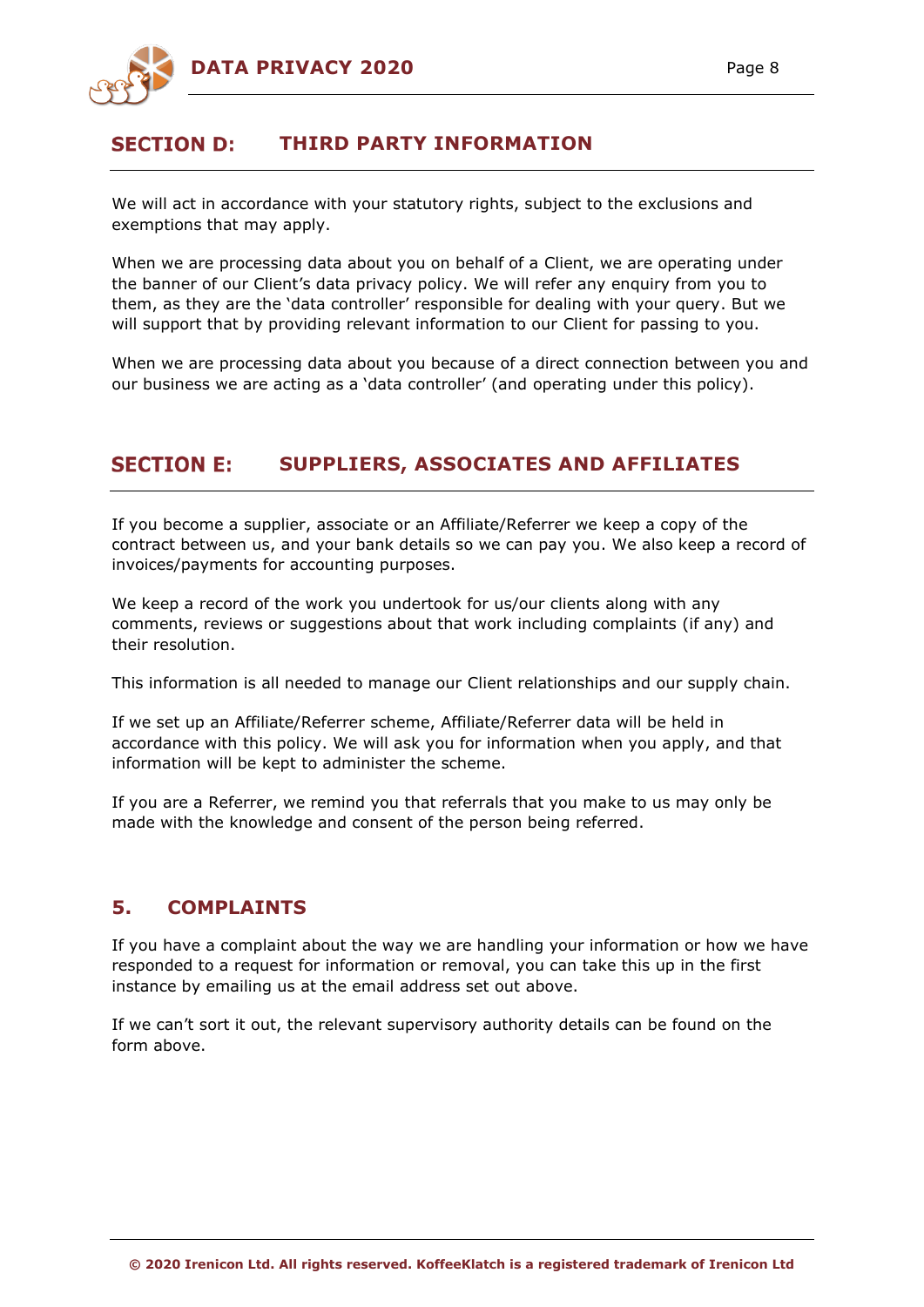## SECTION D: THIRD PARTY INFORMATION

We will act in accordance with your statutory rights, subject to the exclusions and exemptions that may apply.

When we are processing data about you on behalf of a Client, we are operating under the banner of our Client's data privacy policy. We will refer any enquiry from you to them, as they are the 'data controller' responsible for dealing with your query. But we will support that by providing relevant information to our Client for passing to you.

When we are processing data about you because of a direct connection between you and our business we are acting as a 'data controller' (and operating under this policy).

## SECTION E: SUPPLIERS, ASSOCIATES AND AFFILIATES

If you become a supplier, associate or an Affiliate/Referrer we keep a copy of the contract between us, and your bank details so we can pay you. We also keep a record of invoices/payments for accounting purposes.

We keep a record of the work you undertook for us/our clients along with any comments, reviews or suggestions about that work including complaints (if any) and their resolution.

This information is all needed to manage our Client relationships and our supply chain.

If we set up an Affiliate/Referrer scheme, Affiliate/Referrer data will be held in accordance with this policy. We will ask you for information when you apply, and that information will be kept to administer the scheme.

If you are a Referrer, we remind you that referrals that you make to us may only be made with the knowledge and consent of the person being referred.

## 5. COMPLAINTS

If you have a complaint about the way we are handling your information or how we have responded to a request for information or removal, you can take this up in the first instance by emailing us at the email address set out above.

If we can't sort it out, the relevant supervisory authority details can be found on the form above.